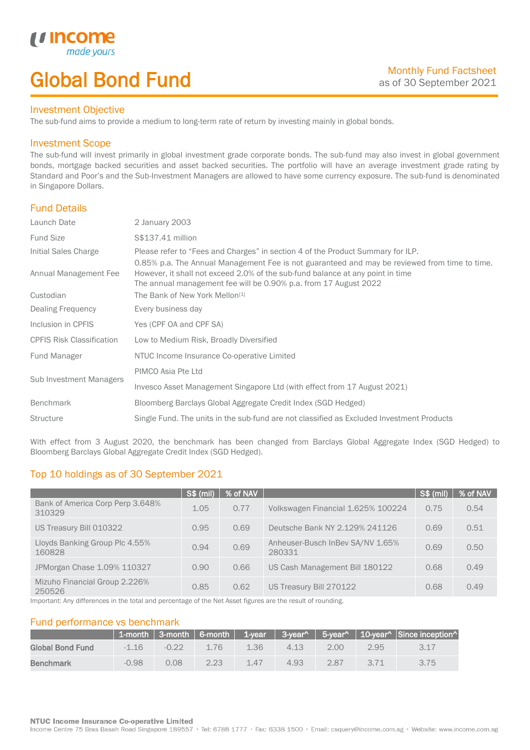# Global Bond Fund

Monthly Fund Factsheet
as of 30 September 2021

## Investment Objective

The sub-fund aims to provide a medium to long-term rate of return by investing mainly in global bonds.

## Investment Scope

The sub-fund will invest primarily in global investment grade corporate bonds. The sub-fund may also invest in global government bonds, mortgage backed securities and asset backed securities. The portfolio will have an average investment grade rating by Standard and Poor's and the Sub-Investment Managers are allowed to have some currency exposure. The sub-fund is denominated in Singapore Dollars.

## Fund Details

| | |
|---|---|
| Launch Date | 2 January 2003 |
| Fund Size | S$137.41 million |
| Initial Sales Charge | Please refer to "Fees and Charges" in section 4 of the Product Summary for ILP. |
| Annual Management Fee | 0.85% p.a. The Annual Management Fee is not guaranteed and may be reviewed from time to time. However, it shall not exceed 2.0% of the sub-fund balance at any point in time. The annual management fee will be 0.90% p.a. from 17 August 2022 |
| Custodian | The Bank of New York Mellon[1] |
| Dealing Frequency | Every business day |
| Inclusion in CPFIS | Yes (CPF OA and CPF SA) |
| CPFIS Risk Classification | Low to Medium Risk, Broadly Diversified |
| Fund Manager | NTUC Income Insurance Co-operative Limited |
| Sub Investment Managers | PIMCO Asia Pte Ltd<br>Invesco Asset Management Singapore Ltd (with effect from 17 August 2021) |
| Benchmark | Bloomberg Barclays Global Aggregate Credit Index (SGD Hedged) |
| Structure | Single Fund. The units in the sub-fund are not classified as Excluded Investment Products |

With effect from 3 August 2020, the benchmark has been changed from Barclays Global Aggregate Index (SGD Hedged) to Bloomberg Barclays Global Aggregate Credit Index (SGD Hedged).

## Top 10 holdings as of 30 September 2021

| | S$ (mil) | % of NAV | | S$ (mil) | % of NAV |
|---|---|---|---|---|---|
| Bank of America Corp Perp 3.648% 310329 | 1.05 | 0.77 | Volkswagen Financial 1.625% 100224 | 0.75 | 0.54 |
| US Treasury Bill 010322 | 0.95 | 0.69 | Deutsche Bank NY 2.129% 241126 | 0.69 | 0.51 |
| Lloyds Banking Group Plc 4.55% 160828 | 0.94 | 0.69 | Anheuser-Busch InBev SA/NV 1.65% 280331 | 0.69 | 0.50 |
| JPMorgan Chase 1.09% 110327 | 0.90 | 0.66 | US Cash Management Bill 180122 | 0.68 | 0.49 |
| Mizuho Financial Group 2.226% 250526 | 0.85 | 0.62 | US Treasury Bill 270122 | 0.68 | 0.49 |

Important: Any differences in the total and percentage of the Net Asset figures are the result of rounding.

## Fund performance vs benchmark

| | 1-month | 3-month | 6-month | 1-year | 3-year^ | 5-year^ | 10-year^ | Since inception^ |
|---|---|---|---|---|---|---|---|---|
| **Global Bond Fund** | -1.16 | -0.22 | 1.76 | 1.36 | 4.13 | 2.00 | 2.95 | 3.17 |
| **Benchmark** | -0.98 | 0.08 | 2.23 | 1.47 | 4.93 | 2.87 | 3.71 | 3.75 |

**NTUC Income Insurance Co-operative Limited**
Income Centre 75 Bras Basah Road Singapore 189557 • Tel: 6788 1777 • Fax: 6338 1500 • Email: csquery@income.com.sg • Website: www.income.com.sg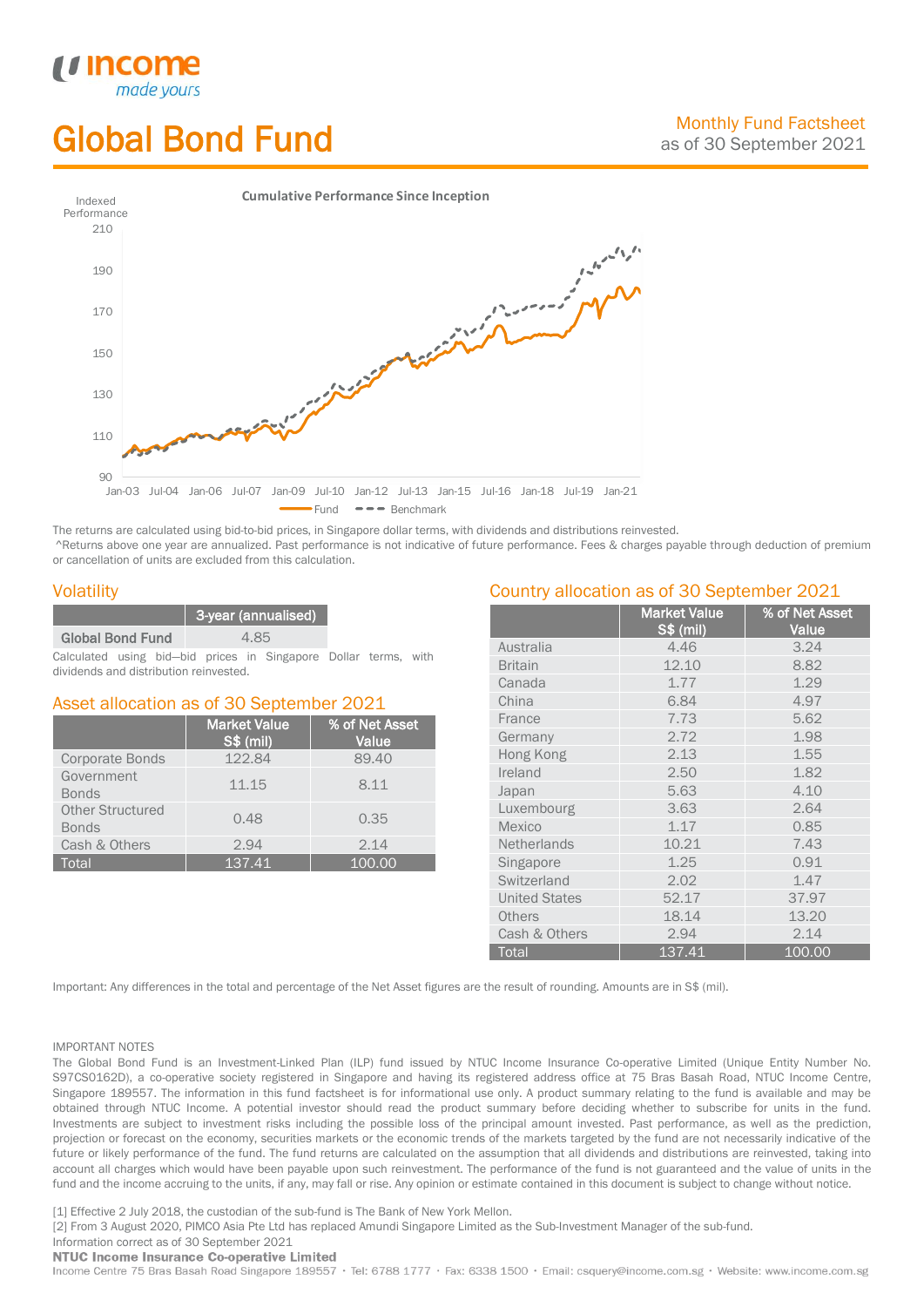# Global Bond Fund

Monthly Fund Factsheet
as of 30 September 2021

Cumulative Performance Since Inception

Indexed Performance

210
190
170
150
130
110
90

Jan-03 Jul-04 Jan-06 Jul-07 Jan-09 Jul-10 Jan-12 Jul-13 Jan-15 Jul-16 Jan-18 Jul-19 Jan-21

Fund
Benchmark

The returns are calculated using bid-to-bid prices, in Singapore dollar terms, with dividends and distributions reinvested.
^Returns above one year are annualized. Past performance is not indicative of future performance. Fees & charges payable through deduction of premium or cancellation of units are excluded from this calculation.

## Volatility

| | 3-year (annualised) |
|---|---|
| Global Bond Fund | 4.85 |

Calculated using bid—bid prices in Singapore Dollar terms, with dividends and distribution reinvested.

## Asset allocation as of 30 September 2021

| | Market Value S$ (mil) | % of Net Asset Value |
|---|---|---|
| Corporate Bonds | 122.84 | 89.40 |
| Government Bonds | 11.15 | 8.11 |
| Other Structured Bonds | 0.48 | 0.35 |
| Cash & Others | 2.94 | 2.14 |
| Total | 137.41 | 100.00 |

## Country allocation as of 30 September 2021

| | Market Value S$ (mil) | % of Net Asset Value |
|---|---|---|
| Australia | 4.46 | 3.24 |
| Britain | 12.10 | 8.82 |
| Canada | 1.77 | 1.29 |
| China | 6.84 | 4.97 |
| France | 7.73 | 5.62 |
| Germany | 2.72 | 1.98 |
| Hong Kong | 2.13 | 1.55 |
| Ireland | 2.50 | 1.82 |
| Japan | 5.63 | 4.10 |
| Luxembourg | 3.63 | 2.64 |
| Mexico | 1.17 | 0.85 |
| Netherlands | 10.21 | 7.43 |
| Singapore | 1.25 | 0.91 |
| Switzerland | 2.02 | 1.47 |
| United States | 52.17 | 37.97 |
| Others | 18.14 | 13.20 |
| Cash & Others | 2.94 | 2.14 |
| Total | 137.41 | 100.00 |

Important: Any differences in the total and percentage of the Net Asset figures are the result of rounding. Amounts are in S$ (mil).

IMPORTANT NOTES
The Global Bond Fund is an Investment-Linked Plan (ILP) fund issued by NTUC Income Insurance Co-operative Limited (Unique Entity Number No. S97CS0162D), a co-operative society registered in Singapore and having its registered address office at 75 Bras Basah Road, NTUC Income Centre, Singapore 189557. The information in this fund factsheet is for informational use only. A product summary relating to the fund is available and may be obtained through NTUC Income. A potential investor should read the product summary before deciding whether to subscribe for units in the fund. Investments are subject to investment risks including the possible loss of the principal amount invested. Past performance, as well as the prediction, projection or forecast on the economy, securities markets or the economic trends of the markets targeted by the fund are not necessarily indicative of the future or likely performance of the fund. The fund returns are calculated on the assumption that all dividends and distributions are reinvested, taking into account all charges which would have been payable upon such reinvestment. The performance of the fund is not guaranteed and the value of units in the fund and the income accruing to the units, if any, may fall or rise. Any opinion or estimate contained in this document is subject to change without notice.

[1] Effective 2 July 2018, the custodian of the sub-fund is The Bank of New York Mellon.
[2] From 3 August 2020, PIMCO Asia Pte Ltd has replaced Amundi Singapore Limited as the Sub-Investment Manager of the sub-fund.
Information correct as of 30 September 2021

**NTUC Income Insurance Co-operative Limited**
Income Centre 75 Bras Basah Road Singapore 189557 · Tel: 6788 1777 · Fax: 6338 1500 · Email: csquery@income.com.sg · Website: www.income.com.sg